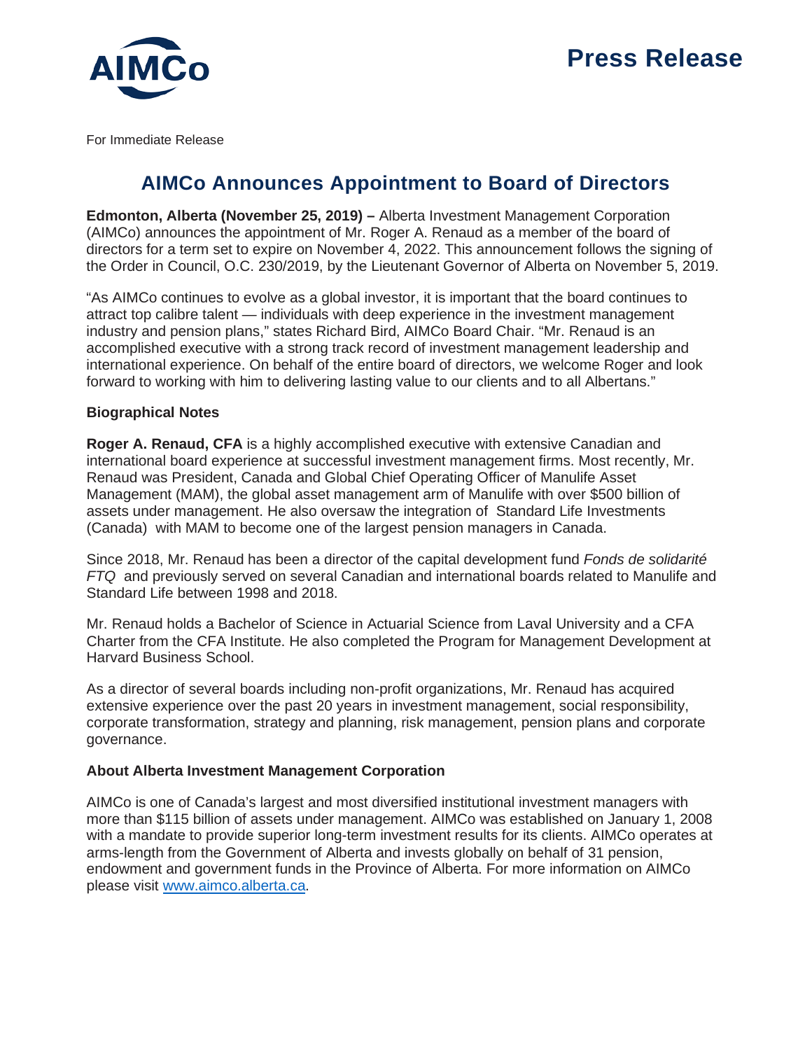AIMCo

# Press Release

For Immediate Release

## AIMCo Announces Appointment to Board of Directors

**Edmonton, Alberta (November 25, 2019) –** Alberta Investment Management Corporation (AIMCo) announces the appointment of Mr. Roger A. Renaud as a member of the board of directors for a term set to expire on November 4, 2022. This announcement follows the signing of the Order in Council, O.C. 230/2019, by the Lieutenant Governor of Alberta on November 5, 2019.

"As AIMCo continues to evolve as a global investor, it is important that the board continues to attract top calibre talent — individuals with deep experience in the investment management industry and pension plans," states Richard Bird, AIMCo Board Chair. "Mr. Renaud is an accomplished executive with a strong track record of investment management leadership and international experience. On behalf of the entire board of directors, we welcome Roger and look forward to working with him to delivering lasting value to our clients and to all Albertans."

### Biographical Notes

**Roger A. Renaud, CFA** is a highly accomplished executive with extensive Canadian and international board experience at successful investment management firms. Most recently, Mr. Renaud was President, Canada and Global Chief Operating Officer of Manulife Asset Management (MAM), the global asset management arm of Manulife with over $500 billion of assets under management. He also oversaw the integration of Standard Life Investments (Canada) with MAM to become one of the largest pension managers in Canada.

Since 2018, Mr. Renaud has been a director of the capital development fund *Fonds de solidarité FTQ* and previously served on several Canadian and international boards related to Manulife and Standard Life between 1998 and 2018.

Mr. Renaud holds a Bachelor of Science in Actuarial Science from Laval University and a CFA Charter from the CFA Institute. He also completed the Program for Management Development at Harvard Business School.

As a director of several boards including non-profit organizations, Mr. Renaud has acquired extensive experience over the past 20 years in investment management, social responsibility, corporate transformation, strategy and planning, risk management, pension plans and corporate governance.

### About Alberta Investment Management Corporation

AIMCo is one of Canada's largest and most diversified institutional investment managers with more than $115 billion of assets under management. AIMCo was established on January 1, 2008 with a mandate to provide superior long-term investment results for its clients. AIMCo operates at arms-length from the Government of Alberta and invests globally on behalf of 31 pension, endowment and government funds in the Province of Alberta. For more information on AIMCo please visit www.aimco.alberta.ca.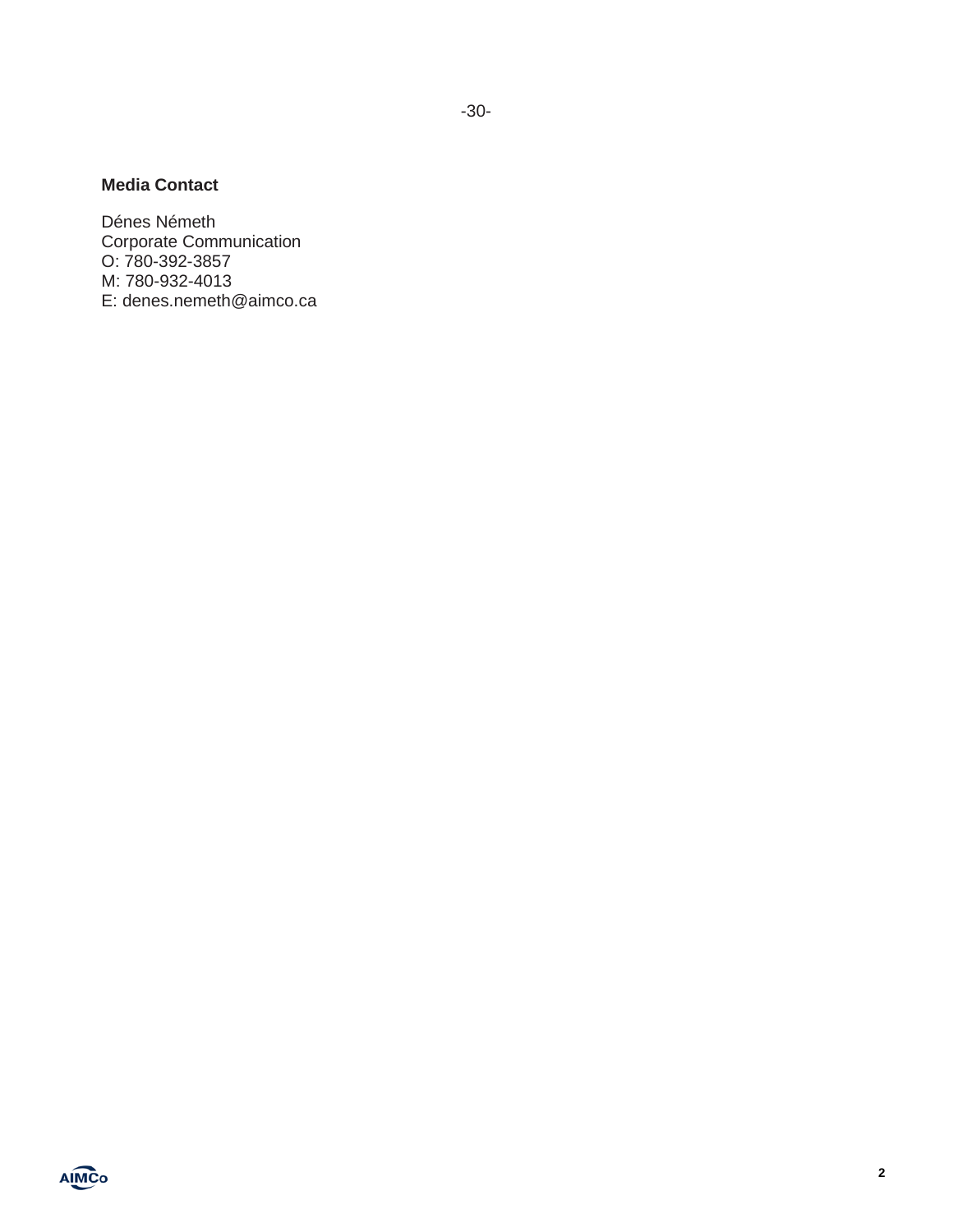-30-

**Media Contact**

Dénes Németh
Corporate Communication
O: 780-392-3857
M: 780-932-4013
E: denes.nemeth@aimco.ca